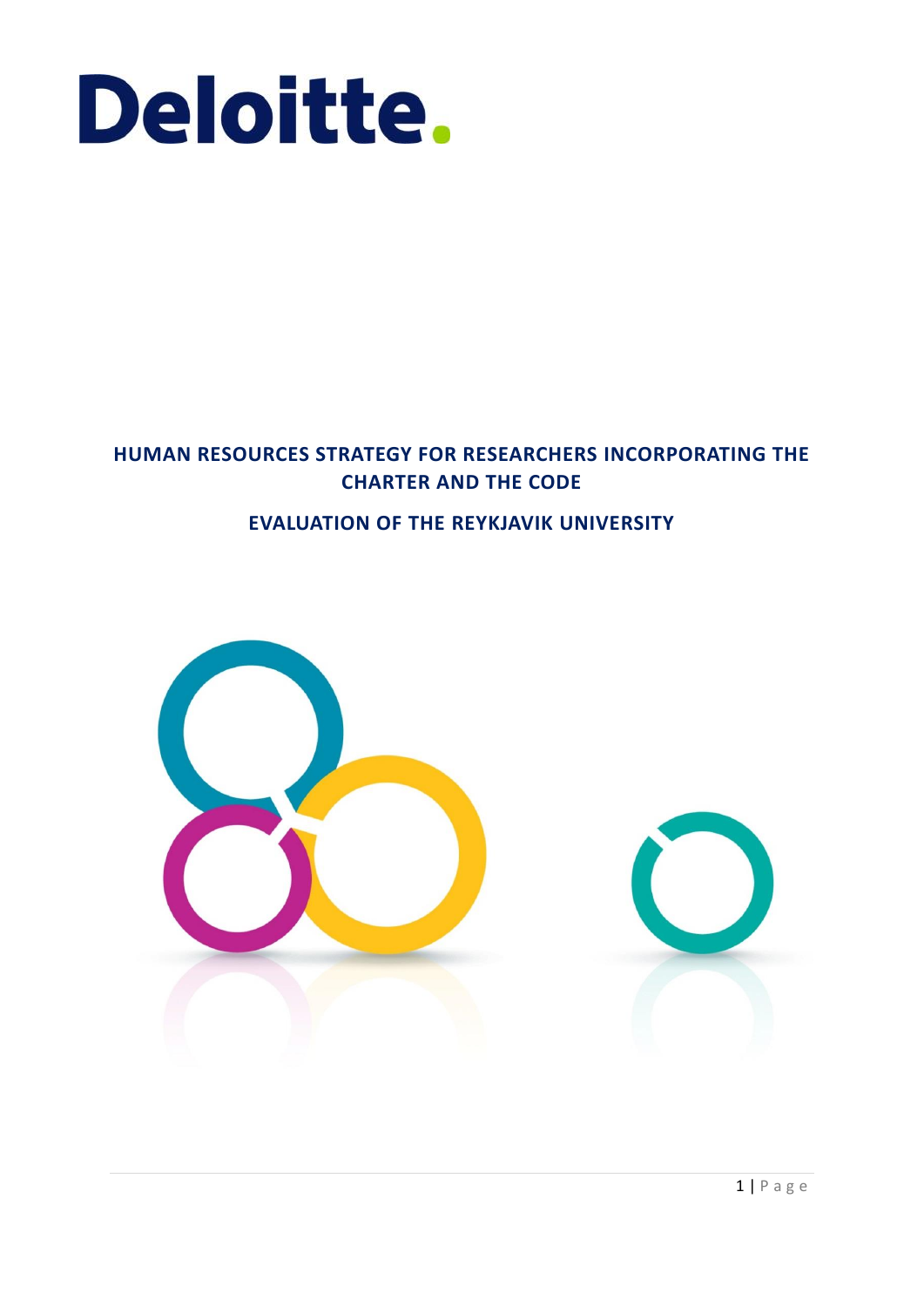Deloitte.

# HUMAN RESOURCES STRATEGY FOR RESEARCHERS INCORPORATING THE CHARTER AND THE CODE

## EVALUATION OF THE REYKJAVIK UNIVERSITY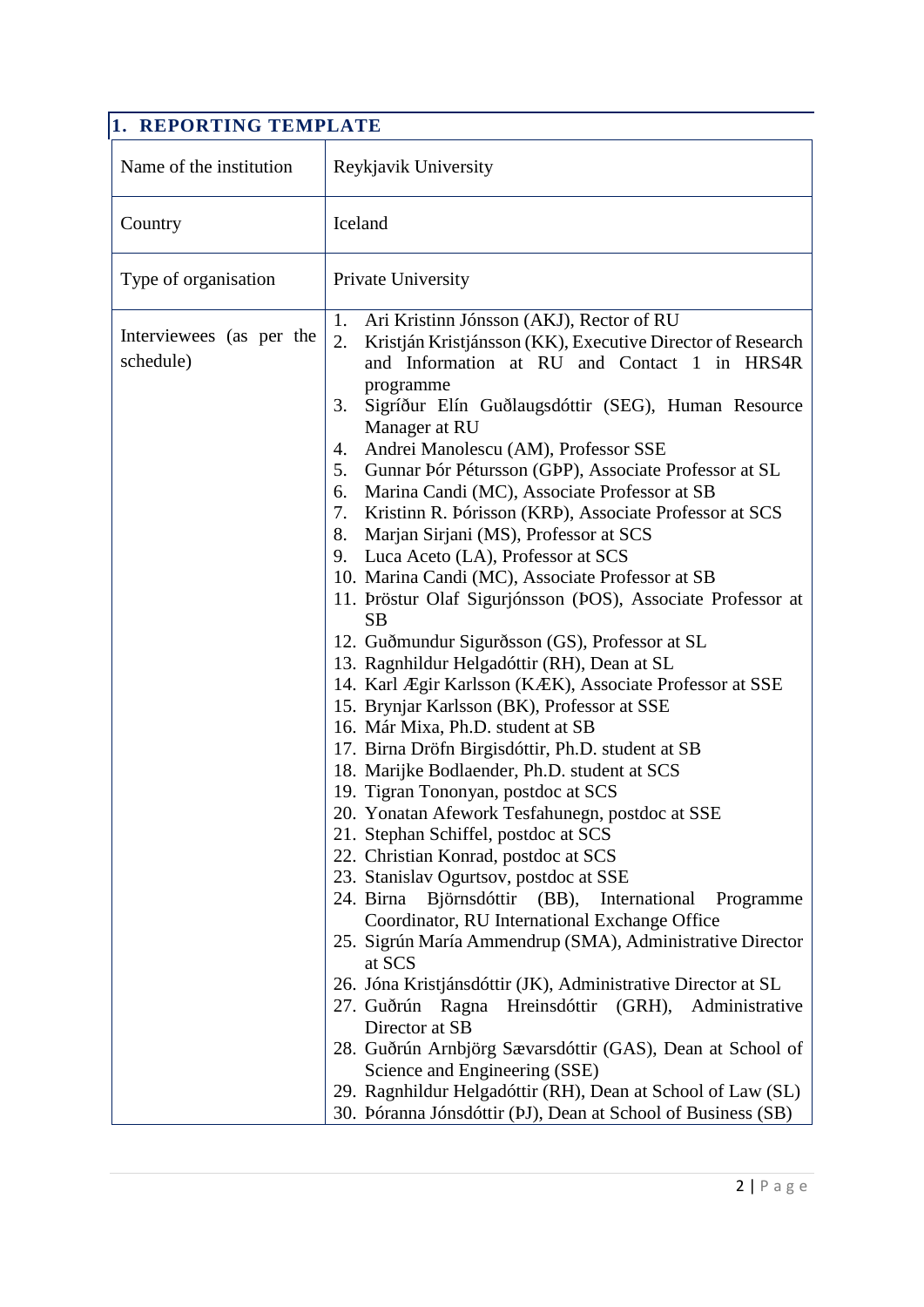## 1. REPORTING TEMPLATE

| | |
|---|---|
| Name of the institution | Reykjavik University |
| Country | Iceland |
| Type of organisation | Private University |
| Interviewees (as per the schedule) | 1. Ari Kristinn Jónsson (AKJ), Rector of RU<br>2. Kristján Kristjánsson (KK), Executive Director of Research and Information at RU and Contact 1 in HRS4R programme<br>3. Sigríður Elín Guðlaugsdóttir (SEG), Human Resource Manager at RU<br>4. Andrei Manolescu (AM), Professor SSE<br>5. Gunnar Þór Pétursson (GÞP), Associate Professor at SL<br>6. Marina Candi (MC), Associate Professor at SB<br>7. Kristinn R. Þórisson (KRÞ), Associate Professor at SCS<br>8. Marjan Sirjani (MS), Professor at SCS<br>9. Luca Aceto (LA), Professor at SCS<br>10. Marina Candi (MC), Associate Professor at SB<br>11. Þröstur Olaf Sigurjónsson (ÞOS), Associate Professor at SB<br>12. Guðmundur Sigurðsson (GS), Professor at SL<br>13. Ragnhildur Helgadóttir (RH), Dean at SL<br>14. Karl Ægir Karlsson (KÆK), Associate Professor at SSE<br>15. Brynjar Karlsson (BK), Professor at SSE<br>16. Már Mixa, Ph.D. student at SB<br>17. Birna Dröfn Birgisdóttir, Ph.D. student at SB<br>18. Marijke Bodlaender, Ph.D. student at SCS<br>19. Tigran Tononyan, postdoc at SCS<br>20. Yonatan Afework Tesfahunegn, postdoc at SSE<br>21. Stephan Schiffel, postdoc at SCS<br>22. Christian Konrad, postdoc at SCS<br>23. Stanislav Ogurtsov, postdoc at SSE<br>24. Birna Björnsdóttir (BB), International Programme Coordinator, RU International Exchange Office<br>25. Sigrún María Ammendrup (SMA), Administrative Director at SCS<br>26. Jóna Kristjánsdóttir (JK), Administrative Director at SL<br>27. Guðrún Ragna Hreinsdóttir (GRH), Administrative Director at SB<br>28. Guðrún Arnbjörg Sævarsdóttir (GAS), Dean at School of Science and Engineering (SSE)<br>29. Ragnhildur Helgadóttir (RH), Dean at School of Law (SL)<br>30. Þóranna Jónsdóttir (ÞJ), Dean at School of Business (SB) |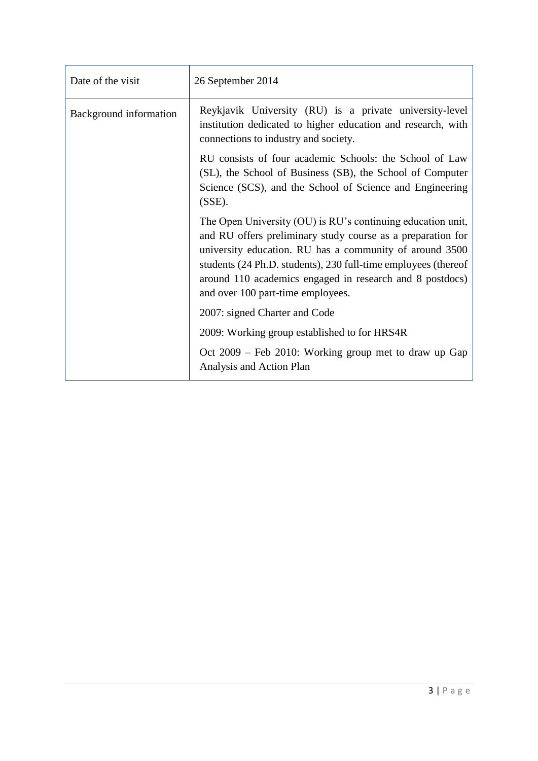| Date of the visit | 26 September 2014 |
|---|---|
| Background information | Reykjavik University (RU) is a private university-level institution dedicated to higher education and research, with connections to industry and society.<br><br>RU consists of four academic Schools: the School of Law (SL), the School of Business (SB), the School of Computer Science (SCS), and the School of Science and Engineering (SSE).<br><br>The Open University (OU) is RU's continuing education unit, and RU offers preliminary study course as a preparation for university education. RU has a community of around 3500 students (24 Ph.D. students), 230 full-time employees (thereof around 110 academics engaged in research and 8 postdocs) and over 100 part-time employees.<br><br>2007: signed Charter and Code<br><br>2009: Working group established to for HRS4R<br><br>Oct 2009 – Feb 2010: Working group met to draw up Gap Analysis and Action Plan |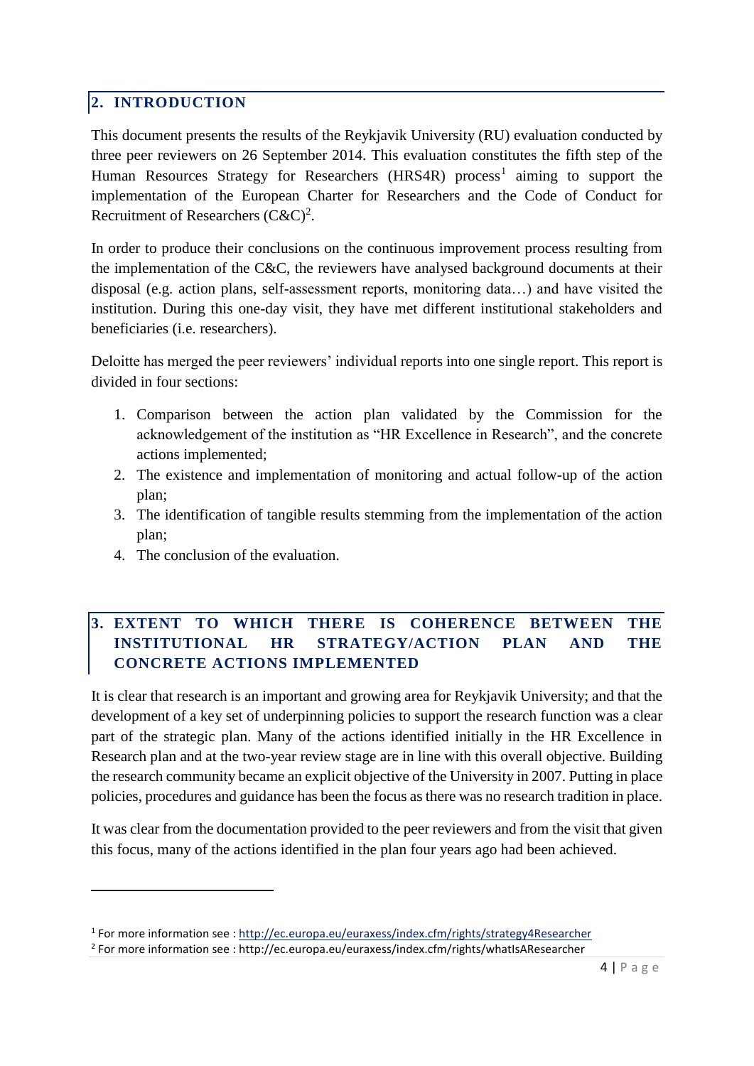## 2. INTRODUCTION

This document presents the results of the Reykjavik University (RU) evaluation conducted by three peer reviewers on 26 September 2014. This evaluation constitutes the fifth step of the Human Resources Strategy for Researchers (HRS4R) process[1] aiming to support the implementation of the European Charter for Researchers and the Code of Conduct for Recruitment of Researchers (C&C)[2].

In order to produce their conclusions on the continuous improvement process resulting from the implementation of the C&C, the reviewers have analysed background documents at their disposal (e.g. action plans, self-assessment reports, monitoring data…) and have visited the institution. During this one-day visit, they have met different institutional stakeholders and beneficiaries (i.e. researchers).

Deloitte has merged the peer reviewers' individual reports into one single report. This report is divided in four sections:

1. Comparison between the action plan validated by the Commission for the acknowledgement of the institution as "HR Excellence in Research", and the concrete actions implemented;
2. The existence and implementation of monitoring and actual follow-up of the action plan;
3. The identification of tangible results stemming from the implementation of the action plan;
4. The conclusion of the evaluation.

## 3. EXTENT TO WHICH THERE IS COHERENCE BETWEEN THE INSTITUTIONAL HR STRATEGY/ACTION PLAN AND THE CONCRETE ACTIONS IMPLEMENTED

It is clear that research is an important and growing area for Reykjavik University; and that the development of a key set of underpinning policies to support the research function was a clear part of the strategic plan. Many of the actions identified initially in the HR Excellence in Research plan and at the two-year review stage are in line with this overall objective. Building the research community became an explicit objective of the University in 2007. Putting in place policies, procedures and guidance has been the focus as there was no research tradition in place.

It was clear from the documentation provided to the peer reviewers and from the visit that given this focus, many of the actions identified in the plan four years ago had been achieved.

---

[1] For more information see : http://ec.europa.eu/euraxess/index.cfm/rights/strategy4Researcher

[2] For more information see : http://ec.europa.eu/euraxess/index.cfm/rights/whatIsAResearcher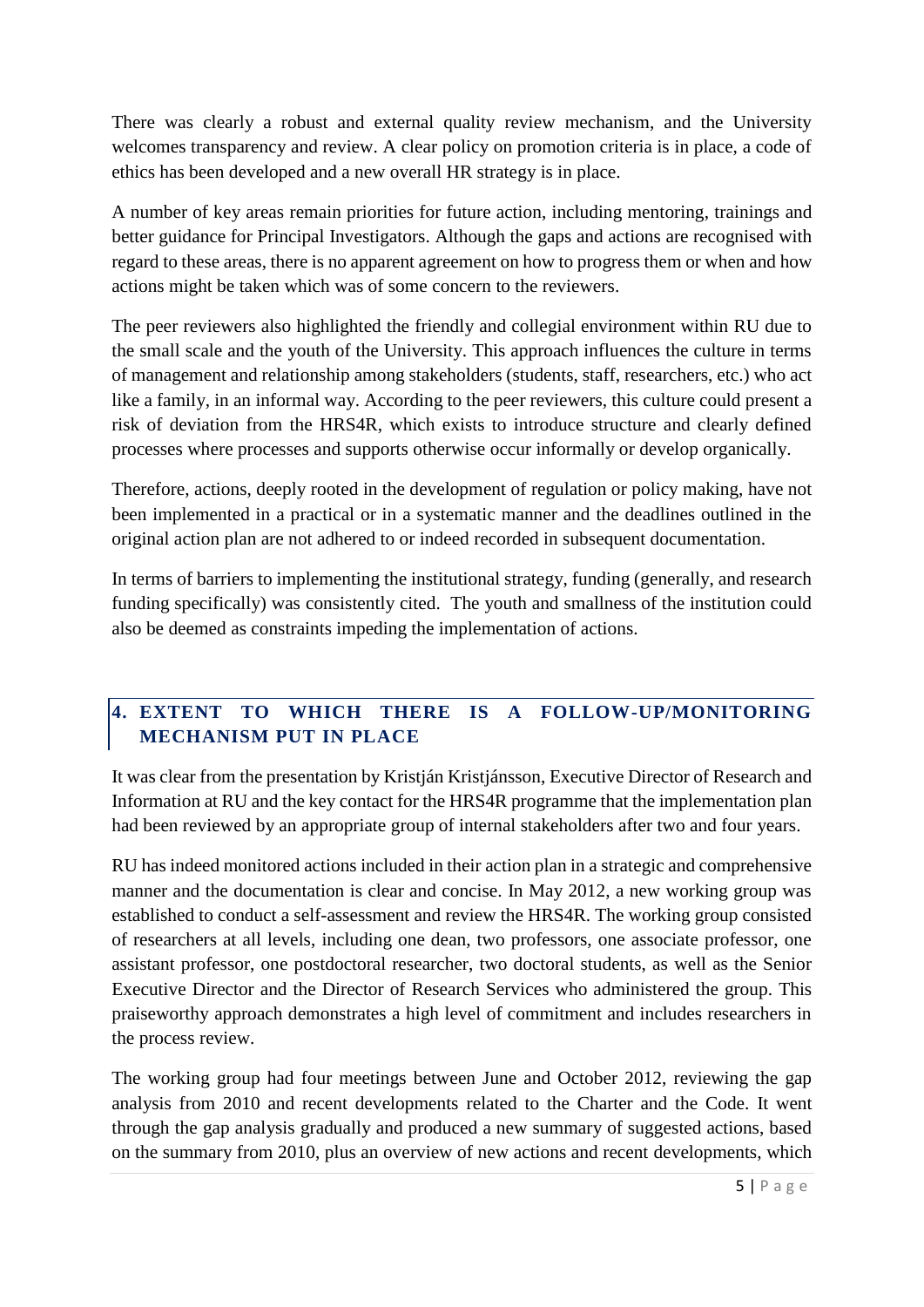There was clearly a robust and external quality review mechanism, and the University welcomes transparency and review. A clear policy on promotion criteria is in place, a code of ethics has been developed and a new overall HR strategy is in place.

A number of key areas remain priorities for future action, including mentoring, trainings and better guidance for Principal Investigators. Although the gaps and actions are recognised with regard to these areas, there is no apparent agreement on how to progress them or when and how actions might be taken which was of some concern to the reviewers.

The peer reviewers also highlighted the friendly and collegial environment within RU due to the small scale and the youth of the University. This approach influences the culture in terms of management and relationship among stakeholders (students, staff, researchers, etc.) who act like a family, in an informal way. According to the peer reviewers, this culture could present a risk of deviation from the HRS4R, which exists to introduce structure and clearly defined processes where processes and supports otherwise occur informally or develop organically.

Therefore, actions, deeply rooted in the development of regulation or policy making, have not been implemented in a practical or in a systematic manner and the deadlines outlined in the original action plan are not adhered to or indeed recorded in subsequent documentation.

In terms of barriers to implementing the institutional strategy, funding (generally, and research funding specifically) was consistently cited. The youth and smallness of the institution could also be deemed as constraints impeding the implementation of actions.

## 4. EXTENT TO WHICH THERE IS A FOLLOW-UP/MONITORING MECHANISM PUT IN PLACE

It was clear from the presentation by Kristján Kristjánsson, Executive Director of Research and Information at RU and the key contact for the HRS4R programme that the implementation plan had been reviewed by an appropriate group of internal stakeholders after two and four years.

RU has indeed monitored actions included in their action plan in a strategic and comprehensive manner and the documentation is clear and concise. In May 2012, a new working group was established to conduct a self-assessment and review the HRS4R. The working group consisted of researchers at all levels, including one dean, two professors, one associate professor, one assistant professor, one postdoctoral researcher, two doctoral students, as well as the Senior Executive Director and the Director of Research Services who administered the group. This praiseworthy approach demonstrates a high level of commitment and includes researchers in the process review.

The working group had four meetings between June and October 2012, reviewing the gap analysis from 2010 and recent developments related to the Charter and the Code. It went through the gap analysis gradually and produced a new summary of suggested actions, based on the summary from 2010, plus an overview of new actions and recent developments, which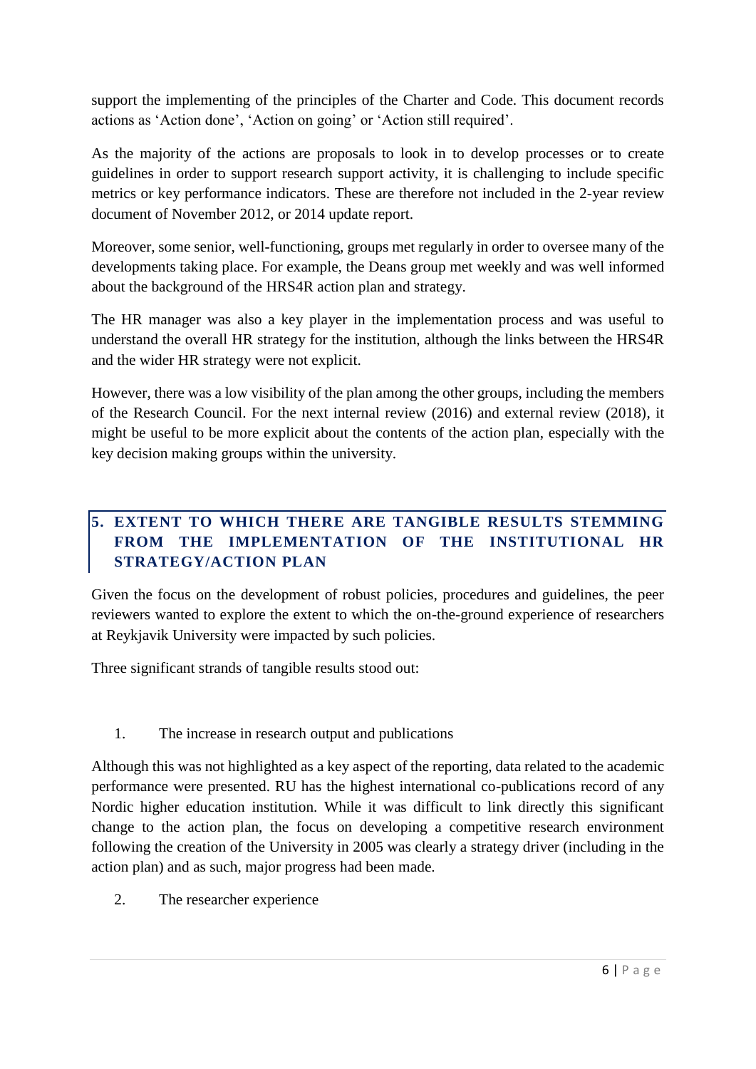support the implementing of the principles of the Charter and Code. This document records actions as 'Action done', 'Action on going' or 'Action still required'.

As the majority of the actions are proposals to look in to develop processes or to create guidelines in order to support research support activity, it is challenging to include specific metrics or key performance indicators. These are therefore not included in the 2-year review document of November 2012, or 2014 update report.

Moreover, some senior, well-functioning, groups met regularly in order to oversee many of the developments taking place. For example, the Deans group met weekly and was well informed about the background of the HRS4R action plan and strategy.

The HR manager was also a key player in the implementation process and was useful to understand the overall HR strategy for the institution, although the links between the HRS4R and the wider HR strategy were not explicit.

However, there was a low visibility of the plan among the other groups, including the members of the Research Council. For the next internal review (2016) and external review (2018), it might be useful to be more explicit about the contents of the action plan, especially with the key decision making groups within the university.

## 5. EXTENT TO WHICH THERE ARE TANGIBLE RESULTS STEMMING FROM THE IMPLEMENTATION OF THE INSTITUTIONAL HR STRATEGY/ACTION PLAN

Given the focus on the development of robust policies, procedures and guidelines, the peer reviewers wanted to explore the extent to which the on-the-ground experience of researchers at Reykjavik University were impacted by such policies.

Three significant strands of tangible results stood out:

1. The increase in research output and publications

Although this was not highlighted as a key aspect of the reporting, data related to the academic performance were presented. RU has the highest international co-publications record of any Nordic higher education institution. While it was difficult to link directly this significant change to the action plan, the focus on developing a competitive research environment following the creation of the University in 2005 was clearly a strategy driver (including in the action plan) and as such, major progress had been made.

2. The researcher experience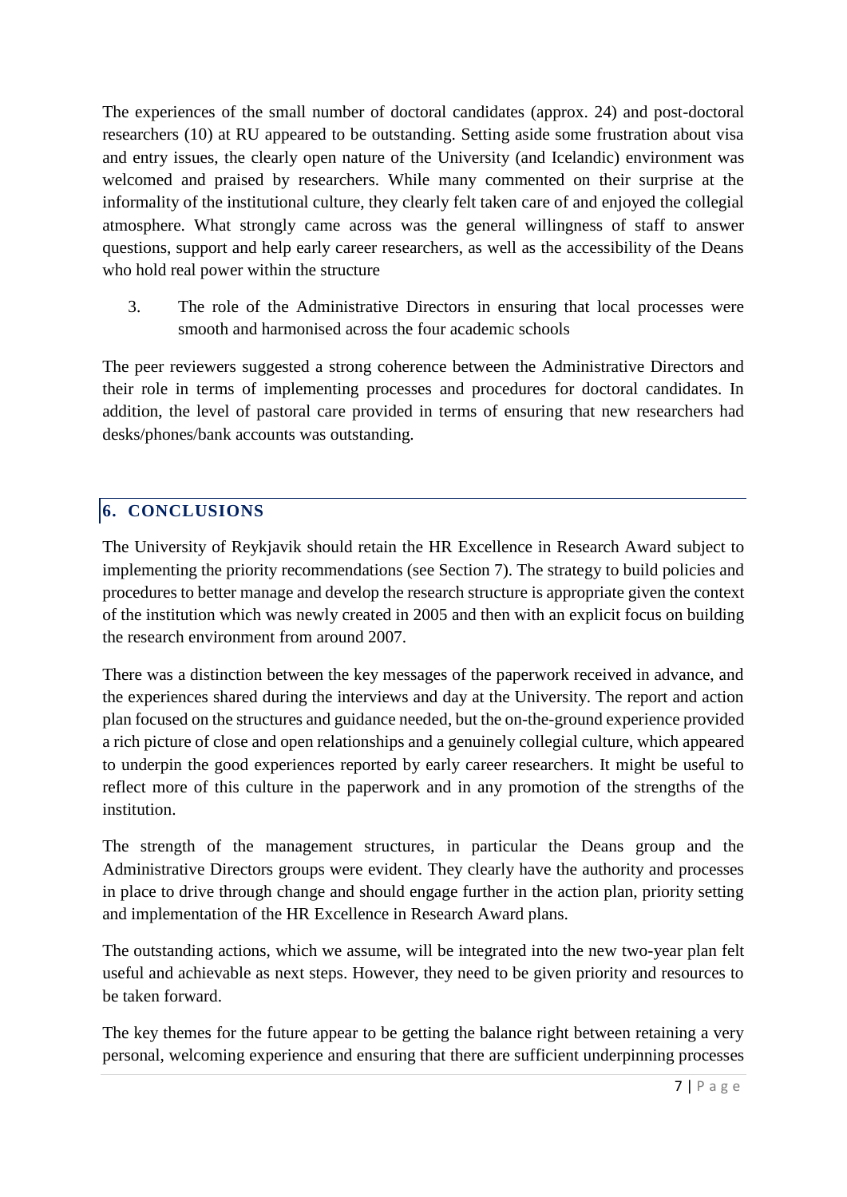The experiences of the small number of doctoral candidates (approx. 24) and post-doctoral researchers (10) at RU appeared to be outstanding. Setting aside some frustration about visa and entry issues, the clearly open nature of the University (and Icelandic) environment was welcomed and praised by researchers. While many commented on their surprise at the informality of the institutional culture, they clearly felt taken care of and enjoyed the collegial atmosphere. What strongly came across was the general willingness of staff to answer questions, support and help early career researchers, as well as the accessibility of the Deans who hold real power within the structure

3. The role of the Administrative Directors in ensuring that local processes were smooth and harmonised across the four academic schools

The peer reviewers suggested a strong coherence between the Administrative Directors and their role in terms of implementing processes and procedures for doctoral candidates. In addition, the level of pastoral care provided in terms of ensuring that new researchers had desks/phones/bank accounts was outstanding.

## 6. CONCLUSIONS

The University of Reykjavik should retain the HR Excellence in Research Award subject to implementing the priority recommendations (see Section 7). The strategy to build policies and procedures to better manage and develop the research structure is appropriate given the context of the institution which was newly created in 2005 and then with an explicit focus on building the research environment from around 2007.

There was a distinction between the key messages of the paperwork received in advance, and the experiences shared during the interviews and day at the University. The report and action plan focused on the structures and guidance needed, but the on-the-ground experience provided a rich picture of close and open relationships and a genuinely collegial culture, which appeared to underpin the good experiences reported by early career researchers. It might be useful to reflect more of this culture in the paperwork and in any promotion of the strengths of the institution.

The strength of the management structures, in particular the Deans group and the Administrative Directors groups were evident. They clearly have the authority and processes in place to drive through change and should engage further in the action plan, priority setting and implementation of the HR Excellence in Research Award plans.

The outstanding actions, which we assume, will be integrated into the new two-year plan felt useful and achievable as next steps. However, they need to be given priority and resources to be taken forward.

The key themes for the future appear to be getting the balance right between retaining a very personal, welcoming experience and ensuring that there are sufficient underpinning processes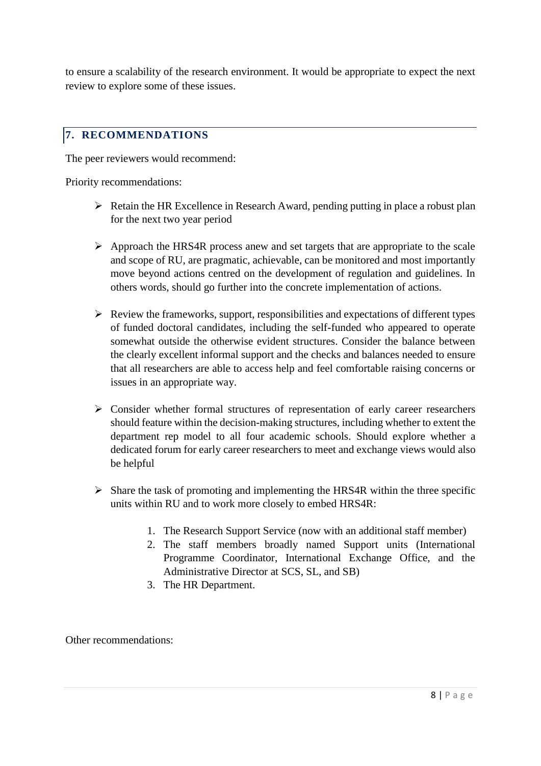to ensure a scalability of the research environment. It would be appropriate to expect the next review to explore some of these issues.

## 7. RECOMMENDATIONS

The peer reviewers would recommend:

Priority recommendations:

- Retain the HR Excellence in Research Award, pending putting in place a robust plan for the next two year period

- Approach the HRS4R process anew and set targets that are appropriate to the scale and scope of RU, are pragmatic, achievable, can be monitored and most importantly move beyond actions centred on the development of regulation and guidelines. In others words, should go further into the concrete implementation of actions.

- Review the frameworks, support, responsibilities and expectations of different types of funded doctoral candidates, including the self-funded who appeared to operate somewhat outside the otherwise evident structures. Consider the balance between the clearly excellent informal support and the checks and balances needed to ensure that all researchers are able to access help and feel comfortable raising concerns or issues in an appropriate way.

- Consider whether formal structures of representation of early career researchers should feature within the decision-making structures, including whether to extent the department rep model to all four academic schools. Should explore whether a dedicated forum for early career researchers to meet and exchange views would also be helpful

- Share the task of promoting and implementing the HRS4R within the three specific units within RU and to work more closely to embed HRS4R:

    1. The Research Support Service (now with an additional staff member)
    2. The staff members broadly named Support units (International Programme Coordinator, International Exchange Office, and the Administrative Director at SCS, SL, and SB)
    3. The HR Department.

Other recommendations: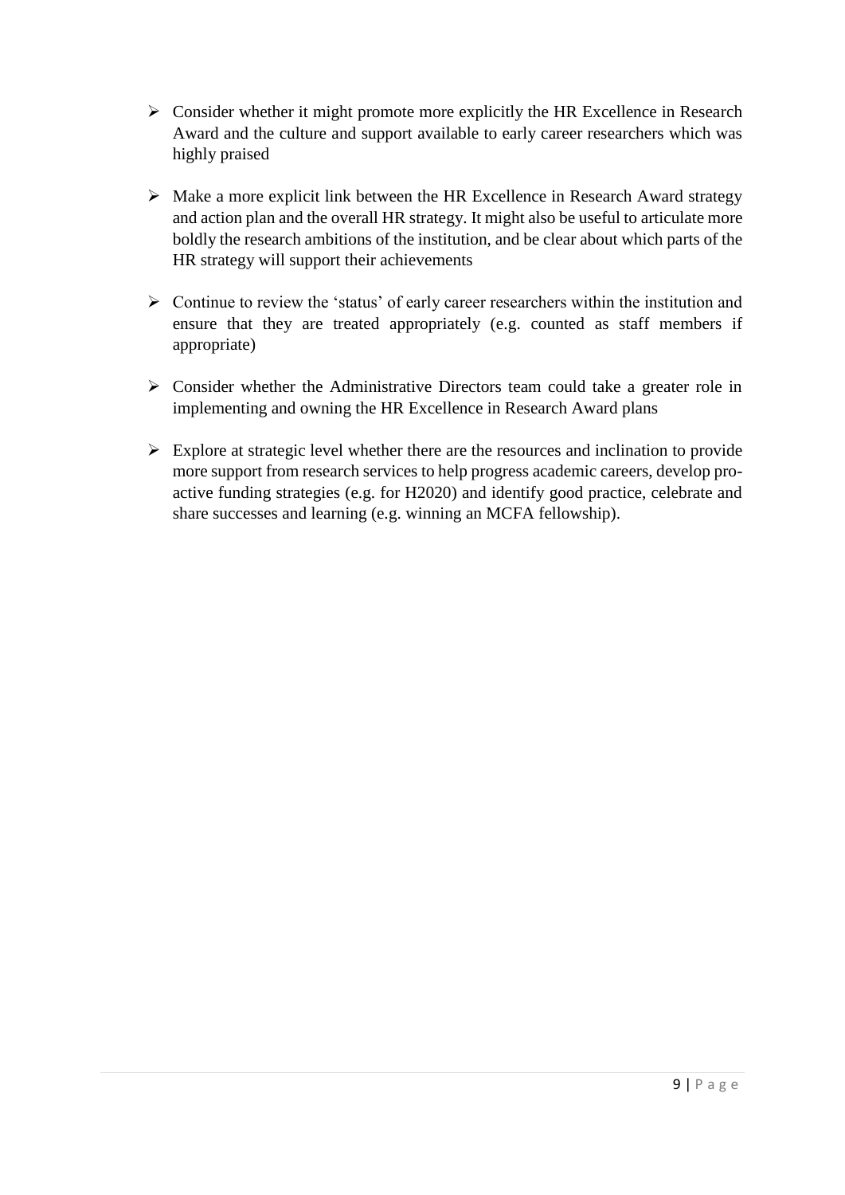- Consider whether it might promote more explicitly the HR Excellence in Research Award and the culture and support available to early career researchers which was highly praised

- Make a more explicit link between the HR Excellence in Research Award strategy and action plan and the overall HR strategy. It might also be useful to articulate more boldly the research ambitions of the institution, and be clear about which parts of the HR strategy will support their achievements

- Continue to review the 'status' of early career researchers within the institution and ensure that they are treated appropriately (e.g. counted as staff members if appropriate)

- Consider whether the Administrative Directors team could take a greater role in implementing and owning the HR Excellence in Research Award plans

- Explore at strategic level whether there are the resources and inclination to provide more support from research services to help progress academic careers, develop pro-active funding strategies (e.g. for H2020) and identify good practice, celebrate and share successes and learning (e.g. winning an MCFA fellowship).